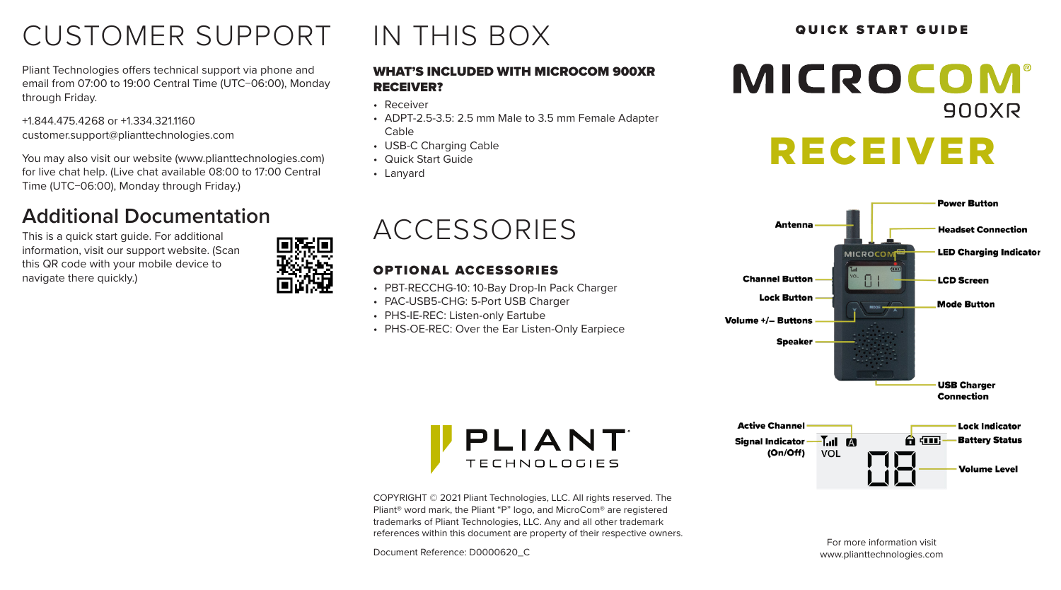# CUSTOMER SUPPORT

Pliant Technologies offers technical support via phone and email from 07:00 to 19:00 Central Time (UTC−06:00), Monday through Friday.

+1.844.475.4268 or +1.334.321.1160
customer.support@plianttechnologies.com

You may also visit our website (www.plianttechnologies.com) for live chat help. (Live chat available 08:00 to 17:00 Central Time (UTC−06:00), Monday through Friday.)

## Additional Documentation

This is a quick start guide. For additional information, visit our support website. (Scan this QR code with your mobile device to navigate there quickly.)

# IN THIS BOX

### WHAT'S INCLUDED WITH MICROCOM 900XR RECEIVER?

- Receiver
- ADPT-2.5-3.5: 2.5 mm Male to 3.5 mm Female Adapter Cable
- USB-C Charging Cable
- Quick Start Guide
- Lanyard

# ACCESSORIES

### OPTIONAL ACCESSORIES

- PBT-RECCHG-10: 10-Bay Drop-In Pack Charger
- PAC-USB5-CHG: 5-Port USB Charger
- PHS-IE-REC: Listen-only Eartube
- PHS-OE-REC: Over the Ear Listen-Only Earpiece

PLIANT TECHNOLOGIES

COPYRIGHT © 2021 Pliant Technologies, LLC. All rights reserved. The Pliant® word mark, the Pliant "P" logo, and MicroCom® are registered trademarks of Pliant Technologies, LLC. Any and all other trademark references within this document are property of their respective owners.

Document Reference: D0000620_C

QUICK START GUIDE

# MICROCOM® 900XR RECEIVER

Antenna
Power Button
Headset Connection
LED Charging Indicator
Channel Button
LCD Screen
Lock Button
Mode Button
Volume +/– Buttons
Speaker
USB Charger Connection

Active Channel
Signal Indicator (On/Off)
Lock Indicator
Battery Status
Volume Level

For more information visit www.plianttechnologies.com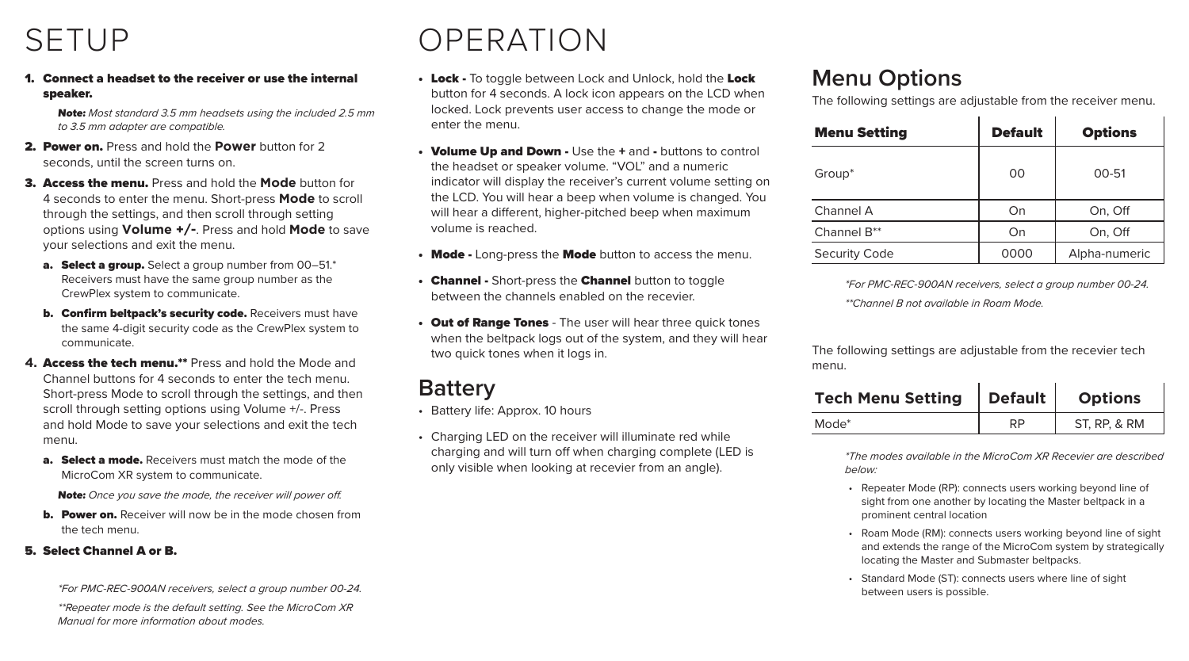# SETUP

1. **Connect a headset to the receiver or use the internal speaker.**

   ***Note:*** *Most standard 3.5 mm headsets using the included 2.5 mm to 3.5 mm adapter are compatible.*

2. **Power on.** Press and hold the **Power** button for 2 seconds, until the screen turns on.
3. **Access the menu.** Press and hold the **Mode** button for 4 seconds to enter the menu. Short-press **Mode** to scroll through the settings, and then scroll through setting options using **Volume +/-**. Press and hold **Mode** to save your selections and exit the menu.
   a. **Select a group.** Select a group number from 00–51.* Receivers must have the same group number as the CrewPlex system to communicate.
   b. **Confirm beltpack's security code.** Receivers must have the same 4-digit security code as the CrewPlex system to communicate.
4. **Access the tech menu.**** Press and hold the Mode and Channel buttons for 4 seconds to enter the tech menu. Short-press Mode to scroll through the settings, and then scroll through setting options using Volume +/-. Press and hold Mode to save your selections and exit the tech menu.
   a. **Select a mode.** Receivers must match the mode of the MicroCom XR system to communicate.

   ***Note:*** *Once you save the mode, the receiver will power off.*

   b. **Power on.** Receiver will now be in the mode chosen from the tech menu.
5. **Select Channel A or B.**

*\*For PMC-REC-900AN receivers, select a group number 00-24.*

*\*\*Repeater mode is the default setting. See the MicroCom XR Manual for more information about modes.*

# OPERATION

- **Lock -** To toggle between Lock and Unlock, hold the **Lock** button for 4 seconds. A lock icon appears on the LCD when locked. Lock prevents user access to change the mode or enter the menu.
- **Volume Up and Down -** Use the **+** and **-** buttons to control the headset or speaker volume. "VOL" and a numeric indicator will display the receiver's current volume setting on the LCD. You will hear a beep when volume is changed. You will hear a different, higher-pitched beep when maximum volume is reached.
- **Mode -** Long-press the **Mode** button to access the menu.
- **Channel -** Short-press the **Channel** button to toggle between the channels enabled on the recevier.
- **Out of Range Tones** - The user will hear three quick tones when the beltpack logs out of the system, and they will hear two quick tones when it logs in.

## Battery

- Battery life: Approx. 10 hours
- Charging LED on the receiver will illuminate red while charging and will turn off when charging complete (LED is only visible when looking at recevier from an angle).

## Menu Options

The following settings are adjustable from the receiver menu.

| Menu Setting | Default | Options |
|---|---|---|
| Group* | 00 | 00-51 |
| Channel A | On | On, Off |
| Channel B** | On | On, Off |
| Security Code | 0000 | Alpha-numeric |

*\*For PMC-REC-900AN receivers, select a group number 00-24.*

*\*\*Channel B not available in Roam Mode.*

The following settings are adjustable from the recevier tech menu.

| Tech Menu Setting | Default | Options |
|---|---|---|
| Mode* | RP | ST, RP, & RM |

*\*The modes available in the MicroCom XR Recevier are described below:*

- Repeater Mode (RP): connects users working beyond line of sight from one another by locating the Master beltpack in a prominent central location
- Roam Mode (RM): connects users working beyond line of sight and extends the range of the MicroCom system by strategically locating the Master and Submaster beltpacks.
- Standard Mode (ST): connects users where line of sight between users is possible.